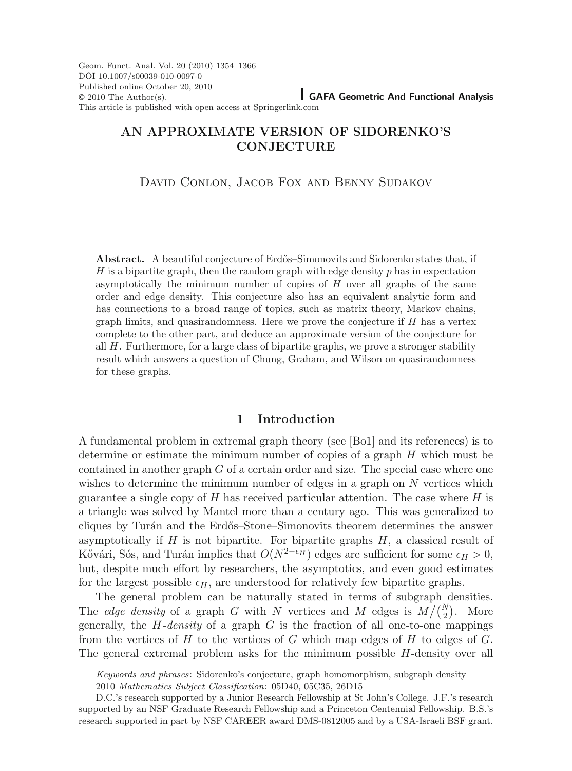# AN APPROXIMATE VERSION OF SIDORENKO'S CONJECTURE

David Conlon, Jacob Fox and Benny Sudakov

**Abstract.** A beautiful conjecture of Erdős–Simonovits and Sidorenko states that, if $H$ is a bipartite graph, then the random graph with edge density $p$ has in expectation asymptotically the minimum number of copies of $H$ over all graphs of the same order and edge density. This conjecture also has an equivalent analytic form and has connections to a broad range of topics, such as matrix theory, Markov chains, graph limits, and quasirandomness. Here we prove the conjecture if $H$ has a vertex complete to the other part, and deduce an approximate version of the conjecture for all $H$. Furthermore, for a large class of bipartite graphs, we prove a stronger stability result which answers a question of Chung, Graham, and Wilson on quasirandomness for these graphs.

## 1 Introduction

A fundamental problem in extremal graph theory (see [Bo1] and its references) is to determine or estimate the minimum number of copies of a graph $H$ which must be contained in another graph $G$ of a certain order and size. The special case where one wishes to determine the minimum number of edges in a graph on $N$ vertices which guarantee a single copy of $H$ has received particular attention. The case where $H$ is a triangle was solved by Mantel more than a century ago. This was generalized to cliques by Turán and the Erdős–Stone–Simonovits theorem determines the answer asymptotically if $H$ is not bipartite. For bipartite graphs $H$, a classical result of Kővári, Sós, and Turán implies that $O(N^{2-\epsilon_H})$ edges are sufficient for some $\epsilon_H > 0$, but, despite much effort by researchers, the asymptotics, and even good estimates for the largest possible $\epsilon_H$, are understood for relatively few bipartite graphs.

The general problem can be naturally stated in terms of subgraph densities. The *edge density* of a graph $G$ with $N$ vertices and $M$ edges is $M/\binom{N}{2}$. More generally, the *$H$-density* of a graph $G$ is the fraction of all one-to-one mappings from the vertices of $H$ to the vertices of $G$ which map edges of $H$ to edges of $G$. The general extremal problem asks for the minimum possible $H$-density over all

*Keywords and phrases*: Sidorenko's conjecture, graph homomorphism, subgraph density

2010 *Mathematics Subject Classification*: 05D40, 05C35, 26D15

D.C.'s research supported by a Junior Research Fellowship at St John's College. J.F.'s research supported by an NSF Graduate Research Fellowship and a Princeton Centennial Fellowship. B.S.'s research supported in part by NSF CAREER award DMS-0812005 and by a USA-Israeli BSF grant.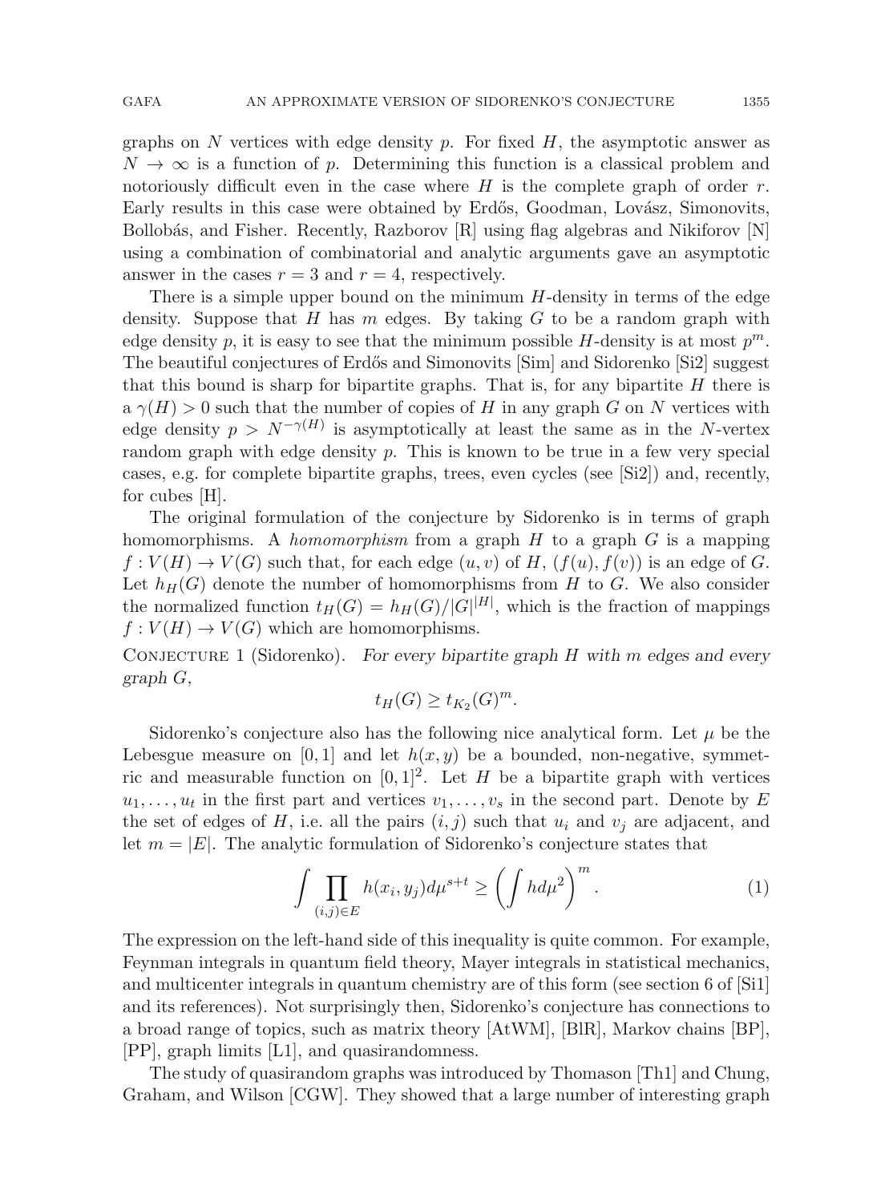graphs on $N$ vertices with edge density $p$. For fixed $H$, the asymptotic answer as $N \to \infty$ is a function of $p$. Determining this function is a classical problem and notoriously difficult even in the case where $H$ is the complete graph of order $r$. Early results in this case were obtained by Erdős, Goodman, Lovász, Simonovits, Bollobás, and Fisher. Recently, Razborov [R] using flag algebras and Nikiforov [N] using a combination of combinatorial and analytic arguments gave an asymptotic answer in the cases $r = 3$ and $r = 4$, respectively.

There is a simple upper bound on the minimum $H$-density in terms of the edge density. Suppose that $H$ has $m$ edges. By taking $G$ to be a random graph with edge density $p$, it is easy to see that the minimum possible $H$-density is at most $p^m$. The beautiful conjectures of Erdős and Simonovits [Sim] and Sidorenko [Si2] suggest that this bound is sharp for bipartite graphs. That is, for any bipartite $H$ there is a $\gamma(H) > 0$ such that the number of copies of $H$ in any graph $G$ on $N$ vertices with edge density $p > N^{-\gamma(H)}$ is asymptotically at least the same as in the $N$-vertex random graph with edge density $p$. This is known to be true in a few very special cases, e.g. for complete bipartite graphs, trees, even cycles (see [Si2]) and, recently, for cubes [H].

The original formulation of the conjecture by Sidorenko is in terms of graph homomorphisms. A *homomorphism* from a graph $H$ to a graph $G$ is a mapping $f : V(H) \to V(G)$ such that, for each edge $(u, v)$ of $H$, $(f(u), f(v))$ is an edge of $G$. Let $h_H(G)$ denote the number of homomorphisms from $H$ to $G$. We also consider the normalized function $t_H(G) = h_H(G)/|G|^{|H|}$, which is the fraction of mappings $f : V(H) \to V(G)$ which are homomorphisms.

CONJECTURE 1 (Sidorenko). *For every bipartite graph $H$ with $m$ edges and every graph $G$,*

$$t_H(G) \geq t_{K_2}(G)^m.$$

Sidorenko's conjecture also has the following nice analytical form. Let $\mu$ be the Lebesgue measure on $[0, 1]$ and let $h(x, y)$ be a bounded, non-negative, symmetric and measurable function on $[0, 1]^2$. Let $H$ be a bipartite graph with vertices $u_1, \ldots, u_t$ in the first part and vertices $v_1, \ldots, v_s$ in the second part. Denote by $E$ the set of edges of $H$, i.e. all the pairs $(i, j)$ such that $u_i$ and $v_j$ are adjacent, and let $m = |E|$. The analytic formulation of Sidorenko's conjecture states that

$$\int \prod_{(i,j)\in E} h(x_i, y_j) d\mu^{s+t} \geq \left( \int h d\mu^2 \right)^m. \tag{1}$$

The expression on the left-hand side of this inequality is quite common. For example, Feynman integrals in quantum field theory, Mayer integrals in statistical mechanics, and multicenter integrals in quantum chemistry are of this form (see section 6 of [Si1] and its references). Not surprisingly then, Sidorenko's conjecture has connections to a broad range of topics, such as matrix theory [AtWM], [BlR], Markov chains [BP], [PP], graph limits [L1], and quasirandomness.

The study of quasirandom graphs was introduced by Thomason [Th1] and Chung, Graham, and Wilson [CGW]. They showed that a large number of interesting graph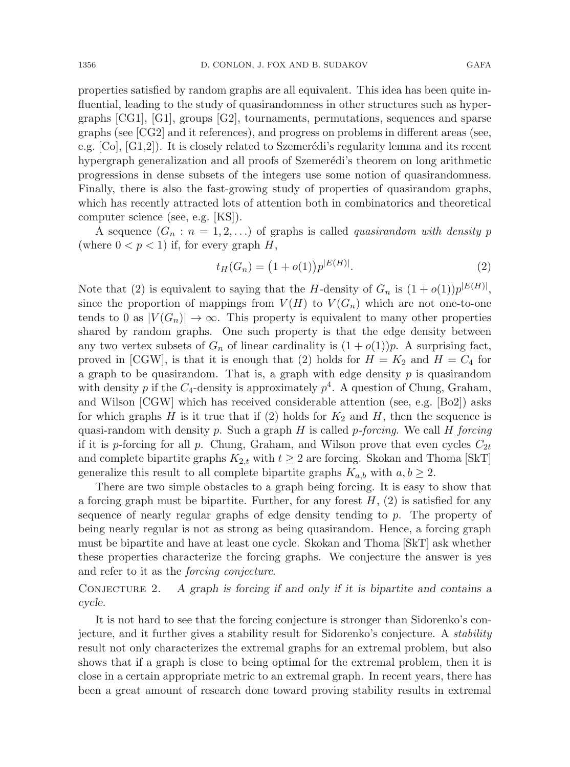properties satisfied by random graphs are all equivalent. This idea has been quite influential, leading to the study of quasirandomness in other structures such as hypergraphs [CG1], [G1], groups [G2], tournaments, permutations, sequences and sparse graphs (see [CG2] and it references), and progress on problems in different areas (see, e.g. [Co], [G1,2]). It is closely related to Szemerédi's regularity lemma and its recent hypergraph generalization and all proofs of Szemerédi's theorem on long arithmetic progressions in dense subsets of the integers use some notion of quasirandomness. Finally, there is also the fast-growing study of properties of quasirandom graphs, which has recently attracted lots of attention both in combinatorics and theoretical computer science (see, e.g. [KS]).

A sequence $(G_n : n = 1, 2, \ldots)$ of graphs is called *quasirandom with density* $p$ (where $0 < p < 1$) if, for every graph $H$,

$$t_H(G_n) = \big(1 + o(1)\big)p^{|E(H)|}. \tag{2}$$

Note that (2) is equivalent to saying that the $H$-density of $G_n$ is $(1 + o(1))p^{|E(H)|}$, since the proportion of mappings from $V(H)$ to $V(G_n)$ which are not one-to-one tends to 0 as $|V(G_n)| \to \infty$. This property is equivalent to many other properties shared by random graphs. One such property is that the edge density between any two vertex subsets of $G_n$ of linear cardinality is $(1 + o(1))p$. A surprising fact, proved in [CGW], is that it is enough that (2) holds for $H = K_2$ and $H = C_4$ for a graph to be quasirandom. That is, a graph with edge density $p$ is quasirandom with density $p$ if the $C_4$-density is approximately $p^4$. A question of Chung, Graham, and Wilson [CGW] which has received considerable attention (see, e.g. [Bo2]) asks for which graphs $H$ is it true that if (2) holds for $K_2$ and $H$, then the sequence is quasi-random with density $p$. Such a graph $H$ is called *p-forcing*. We call $H$ *forcing* if it is $p$-forcing for all $p$. Chung, Graham, and Wilson prove that even cycles $C_{2t}$ and complete bipartite graphs $K_{2,t}$ with $t \geq 2$ are forcing. Skokan and Thoma [SkT] generalize this result to all complete bipartite graphs $K_{a,b}$ with $a, b \geq 2$.

There are two simple obstacles to a graph being forcing. It is easy to show that a forcing graph must be bipartite. Further, for any forest $H$, (2) is satisfied for any sequence of nearly regular graphs of edge density tending to $p$. The property of being nearly regular is not as strong as being quasirandom. Hence, a forcing graph must be bipartite and have at least one cycle. Skokan and Thoma [SkT] ask whether these properties characterize the forcing graphs. We conjecture the answer is yes and refer to it as the *forcing conjecture*.

Conjecture 2. *A graph is forcing if and only if it is bipartite and contains a cycle.*

It is not hard to see that the forcing conjecture is stronger than Sidorenko's conjecture, and it further gives a stability result for Sidorenko's conjecture. A *stability* result not only characterizes the extremal graphs for an extremal problem, but also shows that if a graph is close to being optimal for the extremal problem, then it is close in a certain appropriate metric to an extremal graph. In recent years, there has been a great amount of research done toward proving stability results in extremal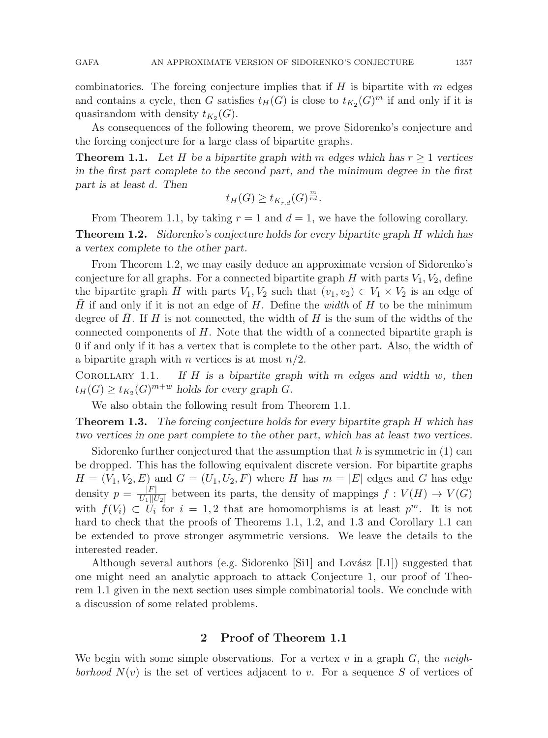combinatorics. The forcing conjecture implies that if $H$ is bipartite with $m$ edges and contains a cycle, then $G$ satisfies $t_H(G)$ is close to $t_{K_2}(G)^m$ if and only if it is quasirandom with density $t_{K_2}(G)$.

As consequences of the following theorem, we prove Sidorenko's conjecture and the forcing conjecture for a large class of bipartite graphs.

**Theorem 1.1.** *Let $H$ be a bipartite graph with $m$ edges which has $r \geq 1$ vertices in the first part complete to the second part, and the minimum degree in the first part is at least $d$. Then*

$$t_H(G) \geq t_{K_{r,d}}(G)^{\frac{m}{rd}}.$$

From Theorem 1.1, by taking $r = 1$ and $d = 1$, we have the following corollary.

**Theorem 1.2.** *Sidorenko's conjecture holds for every bipartite graph $H$ which has a vertex complete to the other part.*

From Theorem 1.2, we may easily deduce an approximate version of Sidorenko's conjecture for all graphs. For a connected bipartite graph $H$ with parts $V_1, V_2$, define the bipartite graph $\bar{H}$ with parts $V_1, V_2$ such that $(v_1, v_2) \in V_1 \times V_2$ is an edge of $\bar{H}$ if and only if it is not an edge of $H$. Define the *width* of $H$ to be the minimum degree of $\bar{H}$. If $H$ is not connected, the width of $H$ is the sum of the widths of the connected components of $H$. Note that the width of a connected bipartite graph is 0 if and only if it has a vertex that is complete to the other part. Also, the width of a bipartite graph with $n$ vertices is at most $n/2$.

Corollary 1.1. *If $H$ is a bipartite graph with $m$ edges and width $w$, then $t_H(G) \geq t_{K_2}(G)^{m+w}$ holds for every graph $G$.*

We also obtain the following result from Theorem 1.1.

**Theorem 1.3.** *The forcing conjecture holds for every bipartite graph $H$ which has two vertices in one part complete to the other part, which has at least two vertices.*

Sidorenko further conjectured that the assumption that $h$ is symmetric in (1) can be dropped. This has the following equivalent discrete version. For bipartite graphs $H = (V_1, V_2, E)$ and $G = (U_1, U_2, F)$ where $H$ has $m = |E|$ edges and $G$ has edge density $p = \frac{|F|}{|U_1||U_2|}$ between its parts, the density of mappings $f : V(H) \to V(G)$ with $f(V_i) \subset U_i$ for $i = 1, 2$ that are homomorphisms is at least $p^m$. It is not hard to check that the proofs of Theorems 1.1, 1.2, and 1.3 and Corollary 1.1 can be extended to prove stronger asymmetric versions. We leave the details to the interested reader.

Although several authors (e.g. Sidorenko [Si1] and Lovász [L1]) suggested that one might need an analytic approach to attack Conjecture 1, our proof of Theorem 1.1 given in the next section uses simple combinatorial tools. We conclude with a discussion of some related problems.

## 2 Proof of Theorem 1.1

We begin with some simple observations. For a vertex $v$ in a graph $G$, the *neighborhood* $N(v)$ is the set of vertices adjacent to $v$. For a sequence $S$ of vertices of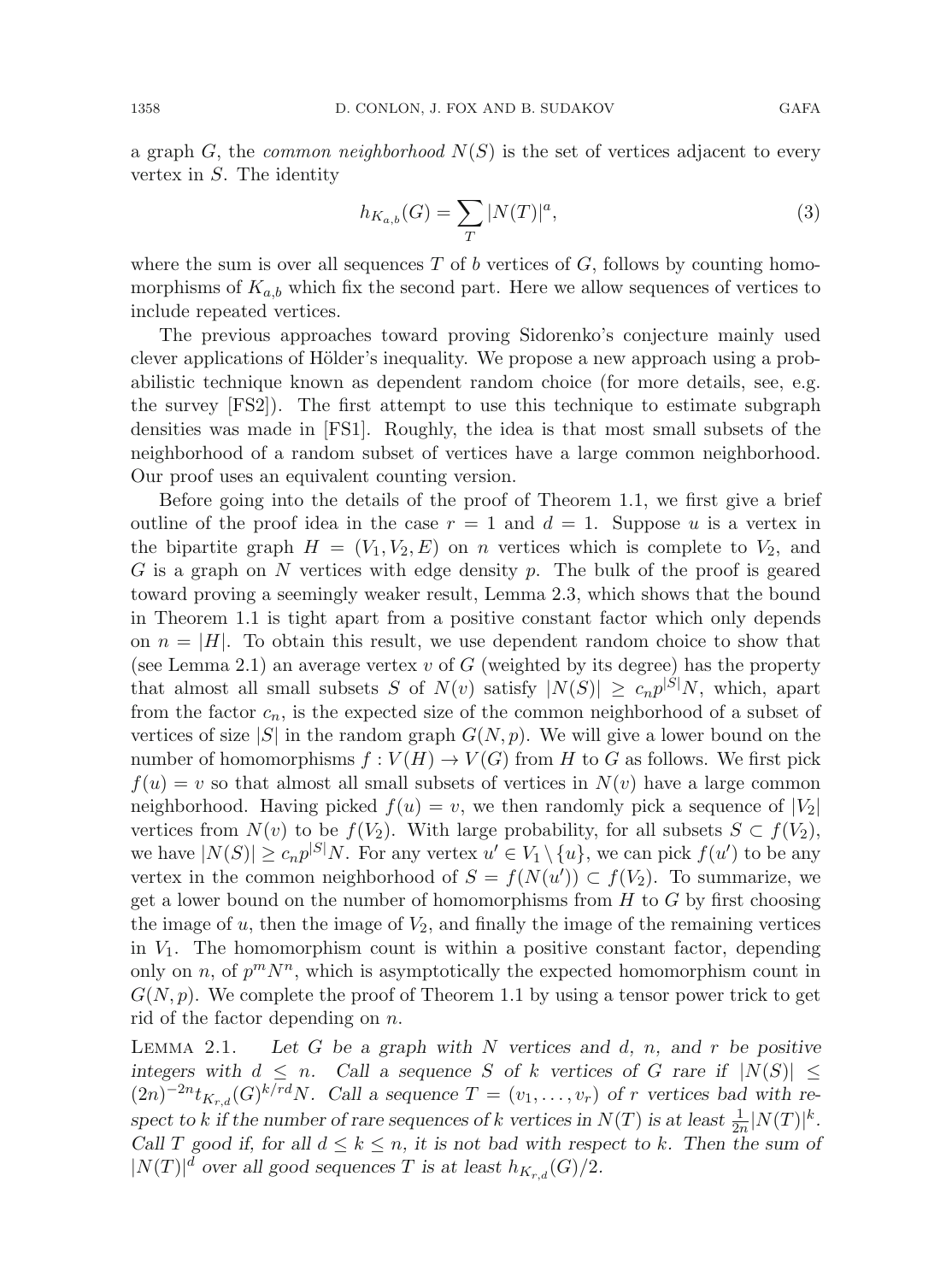a graph $G$, the *common neighborhood* $N(S)$ is the set of vertices adjacent to every vertex in $S$. The identity

$$h_{K_{a,b}}(G) = \sum_T |N(T)|^a, \tag{3}$$

where the sum is over all sequences $T$ of $b$ vertices of $G$, follows by counting homomorphisms of $K_{a,b}$ which fix the second part. Here we allow sequences of vertices to include repeated vertices.

The previous approaches toward proving Sidorenko's conjecture mainly used clever applications of Hölder's inequality. We propose a new approach using a probabilistic technique known as dependent random choice (for more details, see, e.g. the survey [FS2]). The first attempt to use this technique to estimate subgraph densities was made in [FS1]. Roughly, the idea is that most small subsets of the neighborhood of a random subset of vertices have a large common neighborhood. Our proof uses an equivalent counting version.

Before going into the details of the proof of Theorem 1.1, we first give a brief outline of the proof idea in the case $r = 1$ and $d = 1$. Suppose $u$ is a vertex in the bipartite graph $H = (V_1, V_2, E)$ on $n$ vertices which is complete to $V_2$, and $G$ is a graph on $N$ vertices with edge density $p$. The bulk of the proof is geared toward proving a seemingly weaker result, Lemma 2.3, which shows that the bound in Theorem 1.1 is tight apart from a positive constant factor which only depends on $n = |H|$. To obtain this result, we use dependent random choice to show that (see Lemma 2.1) an average vertex $v$ of $G$ (weighted by its degree) has the property that almost all small subsets $S$ of $N(v)$ satisfy $|N(S)| \geq c_n p^{|S|} N$, which, apart from the factor $c_n$, is the expected size of the common neighborhood of a subset of vertices of size $|S|$ in the random graph $G(N, p)$. We will give a lower bound on the number of homomorphisms $f : V(H) \to V(G)$ from $H$ to $G$ as follows. We first pick $f(u) = v$ so that almost all small subsets of vertices in $N(v)$ have a large common neighborhood. Having picked $f(u) = v$, we then randomly pick a sequence of $|V_2|$ vertices from $N(v)$ to be $f(V_2)$. With large probability, for all subsets $S \subset f(V_2)$, we have $|N(S)| \geq c_n p^{|S|} N$. For any vertex $u' \in V_1 \setminus \{u\}$, we can pick $f(u')$ to be any vertex in the common neighborhood of $S = f(N(u')) \subset f(V_2)$. To summarize, we get a lower bound on the number of homomorphisms from $H$ to $G$ by first choosing the image of $u$, then the image of $V_2$, and finally the image of the remaining vertices in $V_1$. The homomorphism count is within a positive constant factor, depending only on $n$, of $p^m N^n$, which is asymptotically the expected homomorphism count in $G(N, p)$. We complete the proof of Theorem 1.1 by using a tensor power trick to get rid of the factor depending on $n$.

Lemma 2.1. *Let $G$ be a graph with $N$ vertices and $d$, $n$, and $r$ be positive integers with $d \leq n$. Call a sequence $S$ of $k$ vertices of $G$ rare if $|N(S)| \leq (2n)^{-2n} t_{K_{r,d}}(G)^{k/rd} N$. Call a sequence $T = (v_1, \ldots, v_r)$ of $r$ vertices bad with respect to $k$ if the number of rare sequences of $k$ vertices in $N(T)$ is at least $\frac{1}{2n}|N(T)|^k$. Call $T$ good if, for all $d \leq k \leq n$, it is not bad with respect to $k$. Then the sum of $|N(T)|^d$ over all good sequences $T$ is at least $h_{K_{r,d}}(G)/2$.*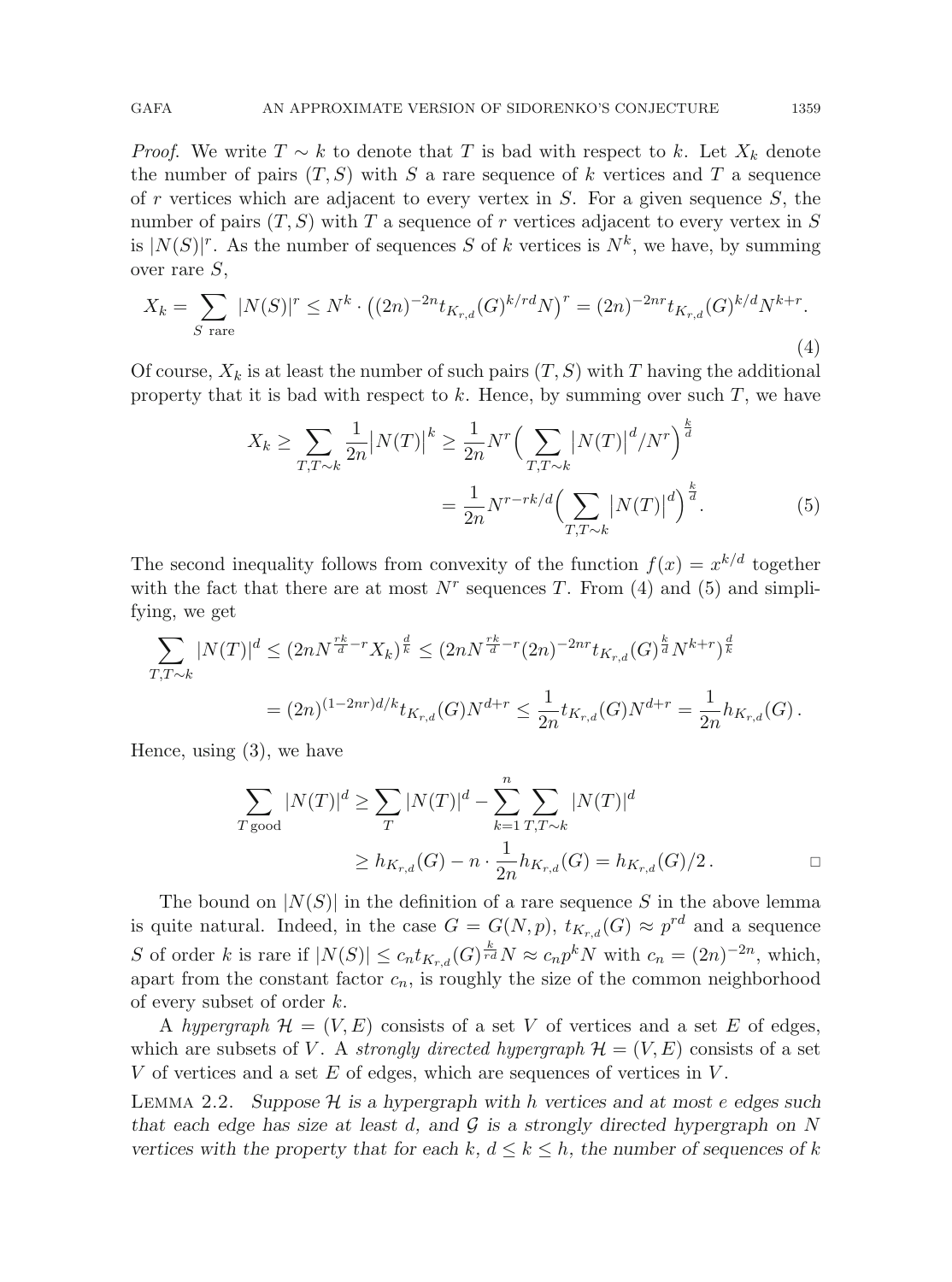*Proof.* We write $T \sim k$ to denote that $T$ is bad with respect to $k$. Let $X_k$ denote the number of pairs $(T, S)$ with $S$ a rare sequence of $k$ vertices and $T$ a sequence of $r$ vertices which are adjacent to every vertex in $S$. For a given sequence $S$, the number of pairs $(T, S)$ with $T$ a sequence of $r$ vertices adjacent to every vertex in $S$ is $|N(S)|^r$. As the number of sequences $S$ of $k$ vertices is $N^k$, we have, by summing over rare $S$,

$$X_k = \sum_{S \text{ rare}} |N(S)|^r \leq N^k \cdot \left((2n)^{-2n} t_{K_{r,d}}(G)^{k/rd} N\right)^r = (2n)^{-2nr} t_{K_{r,d}}(G)^{k/d} N^{k+r}. \tag{4}$$

Of course, $X_k$ is at least the number of such pairs $(T, S)$ with $T$ having the additional property that it is bad with respect to $k$. Hence, by summing over such $T$, we have

$$X_k \geq \sum_{T, T\sim k} \frac{1}{2n} \left|N(T)\right|^k \geq \frac{1}{2n} N^r \Big(\sum_{T, T\sim k} \left|N(T)\right|^d / N^r\Big)^{\frac{k}{d}}$$
$$= \frac{1}{2n} N^{r - rk/d} \Big(\sum_{T, T\sim k} \left|N(T)\right|^d\Big)^{\frac{k}{d}}. \tag{5}$$

The second inequality follows from convexity of the function $f(x) = x^{k/d}$ together with the fact that there are at most $N^r$ sequences $T$. From (4) and (5) and simplifying, we get

$$\sum_{T, T\sim k} |N(T)|^d \leq (2nN^{\frac{rk}{d} - r} X_k)^{\frac{d}{k}} \leq (2nN^{\frac{rk}{d} - r} (2n)^{-2nr} t_{K_{r,d}}(G)^{\frac{k}{d}} N^{k+r})^{\frac{d}{k}}$$
$$= (2n)^{(1-2nr)d/k} t_{K_{r,d}}(G) N^{d+r} \leq \frac{1}{2n} t_{K_{r,d}}(G) N^{d+r} = \frac{1}{2n} h_{K_{r,d}}(G)\,.$$

Hence, using (3), we have

$$\sum_{T \text{ good}} |N(T)|^d \geq \sum_{T} |N(T)|^d - \sum_{k=1}^{n} \sum_{T, T\sim k} |N(T)|^d$$
$$\geq h_{K_{r,d}}(G) - n \cdot \frac{1}{2n} h_{K_{r,d}}(G) = h_{K_{r,d}}(G)/2\,. \qquad \square$$

The bound on $|N(S)|$ in the definition of a rare sequence $S$ in the above lemma is quite natural. Indeed, in the case $G = G(N, p)$, $t_{K_{r,d}}(G) \approx p^{rd}$ and a sequence $S$ of order $k$ is rare if $|N(S)| \leq c_n t_{K_{r,d}}(G)^{\frac{k}{rd}} N \approx c_n p^k N$ with $c_n = (2n)^{-2n}$, which, apart from the constant factor $c_n$, is roughly the size of the common neighborhood of every subset of order $k$.

A *hypergraph* $\mathcal{H} = (V, E)$ consists of a set $V$ of vertices and a set $E$ of edges, which are subsets of $V$. A *strongly directed hypergraph* $\mathcal{H} = (V, E)$ consists of a set $V$ of vertices and a set $E$ of edges, which are sequences of vertices in $V$.

Lemma 2.2. *Suppose $\mathcal{H}$ is a hypergraph with $h$ vertices and at most $e$ edges such that each edge has size at least $d$, and $\mathcal{G}$ is a strongly directed hypergraph on $N$ vertices with the property that for each $k$, $d \leq k \leq h$, the number of sequences of $k$*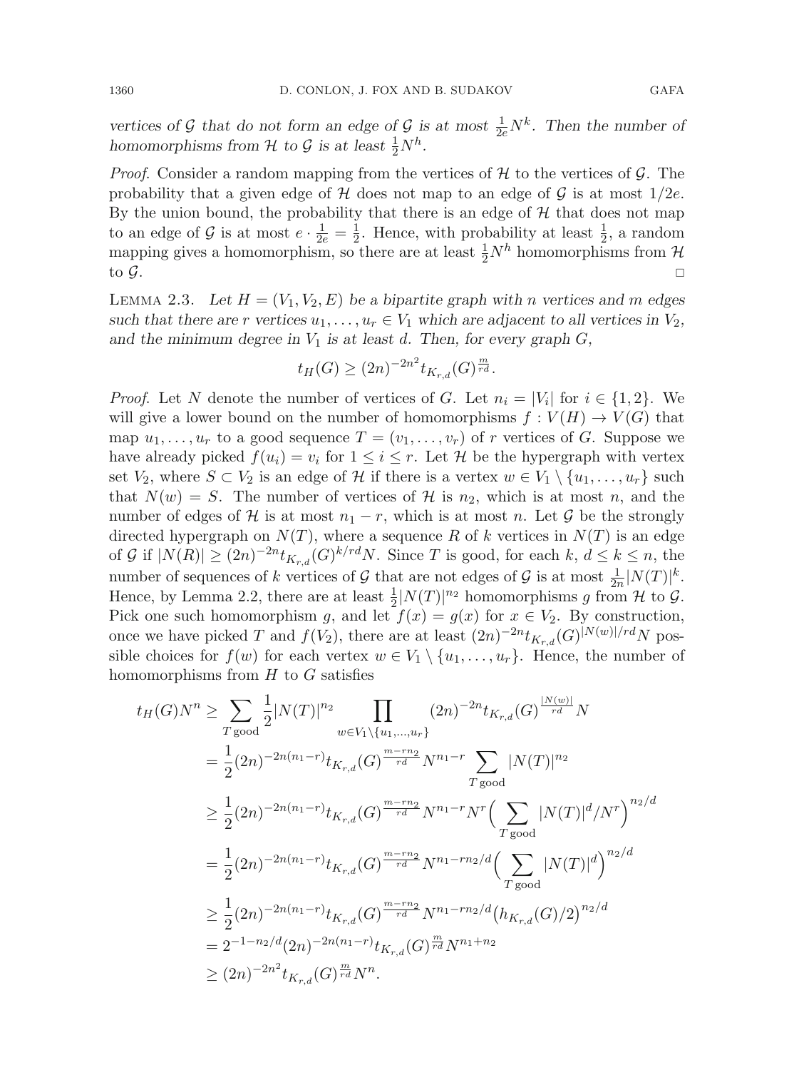*vertices of $\mathcal{G}$ that do not form an edge of $\mathcal{G}$ is at most $\frac{1}{2e}N^k$. Then the number of homomorphisms from $\mathcal{H}$ to $\mathcal{G}$ is at least $\frac{1}{2}N^h$.*

*Proof*. Consider a random mapping from the vertices of $\mathcal{H}$ to the vertices of $\mathcal{G}$. The probability that a given edge of $\mathcal{H}$ does not map to an edge of $\mathcal{G}$ is at most $1/2e$. By the union bound, the probability that there is an edge of $\mathcal{H}$ that does not map to an edge of $\mathcal{G}$ is at most $e \cdot \frac{1}{2e} = \frac{1}{2}$. Hence, with probability at least $\frac{1}{2}$, a random mapping gives a homomorphism, so there are at least $\frac{1}{2}N^h$ homomorphisms from $\mathcal{H}$ to $\mathcal{G}$. □

Lemma 2.3. *Let $H = (V_1, V_2, E)$ be a bipartite graph with $n$ vertices and $m$ edges such that there are $r$ vertices $u_1, \dots, u_r \in V_1$ which are adjacent to all vertices in $V_2$, and the minimum degree in $V_1$ is at least $d$. Then, for every graph $G$,*

$$t_H(G) \geq (2n)^{-2n^2} t_{K_{r,d}}(G)^{\frac{m}{rd}}.$$

*Proof*. Let $N$ denote the number of vertices of $G$. Let $n_i = |V_i|$ for $i \in \{1, 2\}$. We will give a lower bound on the number of homomorphisms $f : V(H) \to V(G)$ that map $u_1, \dots, u_r$ to a good sequence $T = (v_1, \dots, v_r)$ of $r$ vertices of $G$. Suppose we have already picked $f(u_i) = v_i$ for $1 \leq i \leq r$. Let $\mathcal{H}$ be the hypergraph with vertex set $V_2$, where $S \subset V_2$ is an edge of $\mathcal{H}$ if there is a vertex $w \in V_1 \setminus \{u_1, \dots, u_r\}$ such that $N(w) = S$. The number of vertices of $\mathcal{H}$ is $n_2$, which is at most $n$, and the number of edges of $\mathcal{H}$ is at most $n_1 - r$, which is at most $n$. Let $\mathcal{G}$ be the strongly directed hypergraph on $N(T)$, where a sequence $R$ of $k$ vertices in $N(T)$ is an edge of $\mathcal{G}$ if $|N(R)| \geq (2n)^{-2n} t_{K_{r,d}}(G)^{k/rd} N$. Since $T$ is good, for each $k$, $d \leq k \leq n$, the number of sequences of $k$ vertices of $\mathcal{G}$ that are not edges of $\mathcal{G}$ is at most $\frac{1}{2n}|N(T)|^k$. Hence, by Lemma 2.2, there are at least $\frac{1}{2}|N(T)|^{n_2}$ homomorphisms $g$ from $\mathcal{H}$ to $\mathcal{G}$. Pick one such homomorphism $g$, and let $f(x) = g(x)$ for $x \in V_2$. By construction, once we have picked $T$ and $f(V_2)$, there are at least $(2n)^{-2n} t_{K_{r,d}}(G)^{|N(w)|/rd} N$ possible choices for $f(w)$ for each vertex $w \in V_1 \setminus \{u_1, \dots, u_r\}$. Hence, the number of homomorphisms from $H$ to $G$ satisfies

$$\begin{aligned}
t_H(G)N^n &\geq \sum_{T \text{ good}} \frac{1}{2}|N(T)|^{n_2} \prod_{w \in V_1 \setminus \{u_1, \dots, u_r\}} (2n)^{-2n} t_{K_{r,d}}(G)^{\frac{|N(w)|}{rd}} N \\
&= \frac{1}{2}(2n)^{-2n(n_1 - r)} t_{K_{r,d}}(G)^{\frac{m - rn_2}{rd}} N^{n_1 - r} \sum_{T \text{ good}} |N(T)|^{n_2} \\
&\geq \frac{1}{2}(2n)^{-2n(n_1 - r)} t_{K_{r,d}}(G)^{\frac{m - rn_2}{rd}} N^{n_1 - r} N^r \Big( \sum_{T \text{ good}} |N(T)|^d / N^r \Big)^{n_2/d} \\
&= \frac{1}{2}(2n)^{-2n(n_1 - r)} t_{K_{r,d}}(G)^{\frac{m - rn_2}{rd}} N^{n_1 - rn_2/d} \Big( \sum_{T \text{ good}} |N(T)|^d \Big)^{n_2/d} \\
&\geq \frac{1}{2}(2n)^{-2n(n_1 - r)} t_{K_{r,d}}(G)^{\frac{m - rn_2}{rd}} N^{n_1 - rn_2/d} \big( h_{K_{r,d}}(G)/2 \big)^{n_2/d} \\
&= 2^{-1 - n_2/d}(2n)^{-2n(n_1 - r)} t_{K_{r,d}}(G)^{\frac{m}{rd}} N^{n_1 + n_2} \\
&\geq (2n)^{-2n^2} t_{K_{r,d}}(G)^{\frac{m}{rd}} N^n.
\end{aligned}$$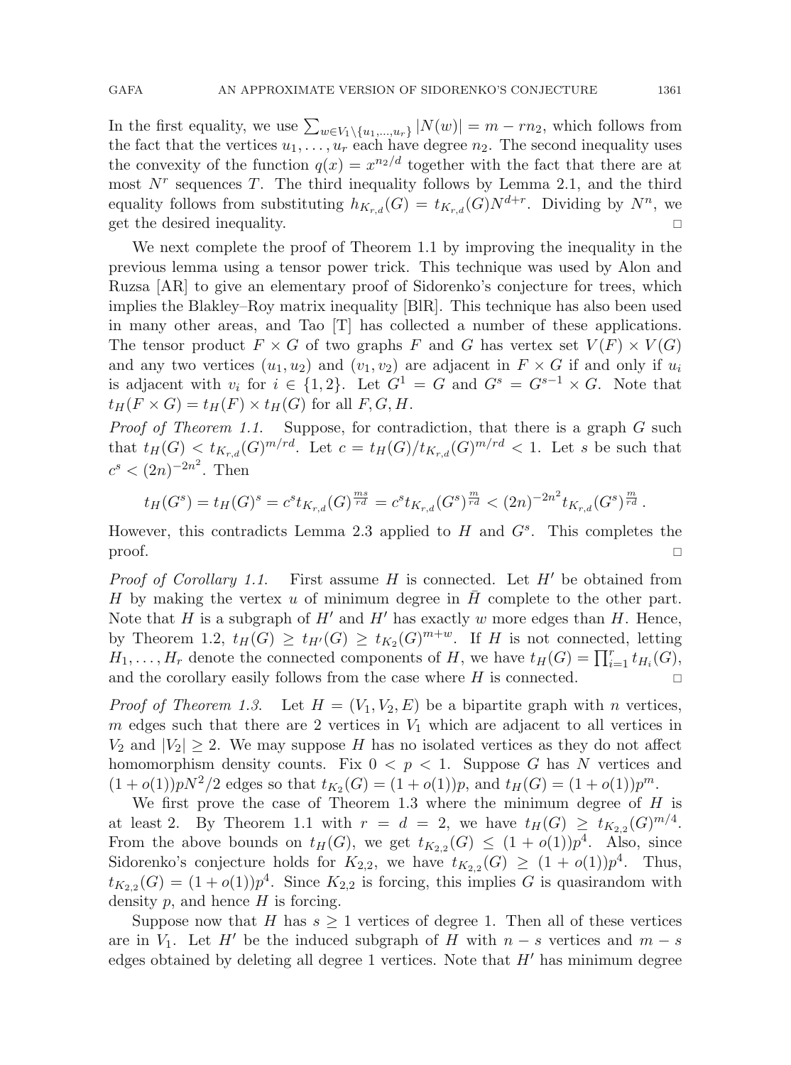In the first equality, we use $\sum_{w \in V_1 \setminus \{u_1,\dots,u_r\}} |N(w)| = m - rn_2$, which follows from the fact that the vertices $u_1, \dots, u_r$ each have degree $n_2$. The second inequality uses the convexity of the function $q(x) = x^{n_2/d}$ together with the fact that there are at most $N^r$ sequences $T$. The third inequality follows by Lemma 2.1, and the third equality follows from substituting $h_{K_{r,d}}(G) = t_{K_{r,d}}(G)N^{d+r}$. Dividing by $N^n$, we get the desired inequality. □

We next complete the proof of Theorem 1.1 by improving the inequality in the previous lemma using a tensor power trick. This technique was used by Alon and Ruzsa [AR] to give an elementary proof of Sidorenko's conjecture for trees, which implies the Blakley–Roy matrix inequality [BlR]. This technique has also been used in many other areas, and Tao [T] has collected a number of these applications. The tensor product $F \times G$ of two graphs $F$ and $G$ has vertex set $V(F) \times V(G)$ and any two vertices $(u_1, u_2)$ and $(v_1, v_2)$ are adjacent in $F \times G$ if and only if $u_i$ is adjacent with $v_i$ for $i \in \{1, 2\}$. Let $G^1 = G$ and $G^s = G^{s-1} \times G$. Note that $t_H(F \times G) = t_H(F) \times t_H(G)$ for all $F, G, H$.

*Proof of Theorem 1.1.* Suppose, for contradiction, that there is a graph $G$ such that $t_H(G) < t_{K_{r,d}}(G)^{m/rd}$. Let $c = t_H(G)/t_{K_{r,d}}(G)^{m/rd} < 1$. Let $s$ be such that $c^s < (2n)^{-2n^2}$. Then

$$t_H(G^s) = t_H(G)^s = c^s t_{K_{r,d}}(G)^{\frac{ms}{rd}} = c^s t_{K_{r,d}}(G^s)^{\frac{m}{rd}} < (2n)^{-2n^2} t_{K_{r,d}}(G^s)^{\frac{m}{rd}}.$$

However, this contradicts Lemma 2.3 applied to $H$ and $G^s$. This completes the proof. □

*Proof of Corollary 1.1.* First assume $H$ is connected. Let $H'$ be obtained from $H$ by making the vertex $u$ of minimum degree in $\bar{H}$ complete to the other part. Note that $H$ is a subgraph of $H'$ and $H'$ has exactly $w$ more edges than $H$. Hence, by Theorem 1.2, $t_H(G) \geq t_{H'}(G) \geq t_{K_2}(G)^{m+w}$. If $H$ is not connected, letting $H_1, \dots, H_r$ denote the connected components of $H$, we have $t_H(G) = \prod_{i=1}^r t_{H_i}(G)$, and the corollary easily follows from the case where $H$ is connected. □

*Proof of Theorem 1.3.* Let $H = (V_1, V_2, E)$ be a bipartite graph with $n$ vertices, $m$ edges such that there are 2 vertices in $V_1$ which are adjacent to all vertices in $V_2$ and $|V_2| \geq 2$. We may suppose $H$ has no isolated vertices as they do not affect homomorphism density counts. Fix $0 < p < 1$. Suppose $G$ has $N$ vertices and $(1 + o(1))pN^2/2$ edges so that $t_{K_2}(G) = (1 + o(1))p$, and $t_H(G) = (1 + o(1))p^m$.

We first prove the case of Theorem 1.3 where the minimum degree of $H$ is at least 2. By Theorem 1.1 with $r = d = 2$, we have $t_H(G) \geq t_{K_{2,2}}(G)^{m/4}$. From the above bounds on $t_H(G)$, we get $t_{K_{2,2}}(G) \leq (1 + o(1))p^4$. Also, since Sidorenko's conjecture holds for $K_{2,2}$, we have $t_{K_{2,2}}(G) \geq (1 + o(1))p^4$. Thus, $t_{K_{2,2}}(G) = (1 + o(1))p^4$. Since $K_{2,2}$ is forcing, this implies $G$ is quasirandom with density $p$, and hence $H$ is forcing.

Suppose now that $H$ has $s \geq 1$ vertices of degree 1. Then all of these vertices are in $V_1$. Let $H'$ be the induced subgraph of $H$ with $n - s$ vertices and $m - s$ edges obtained by deleting all degree 1 vertices. Note that $H'$ has minimum degree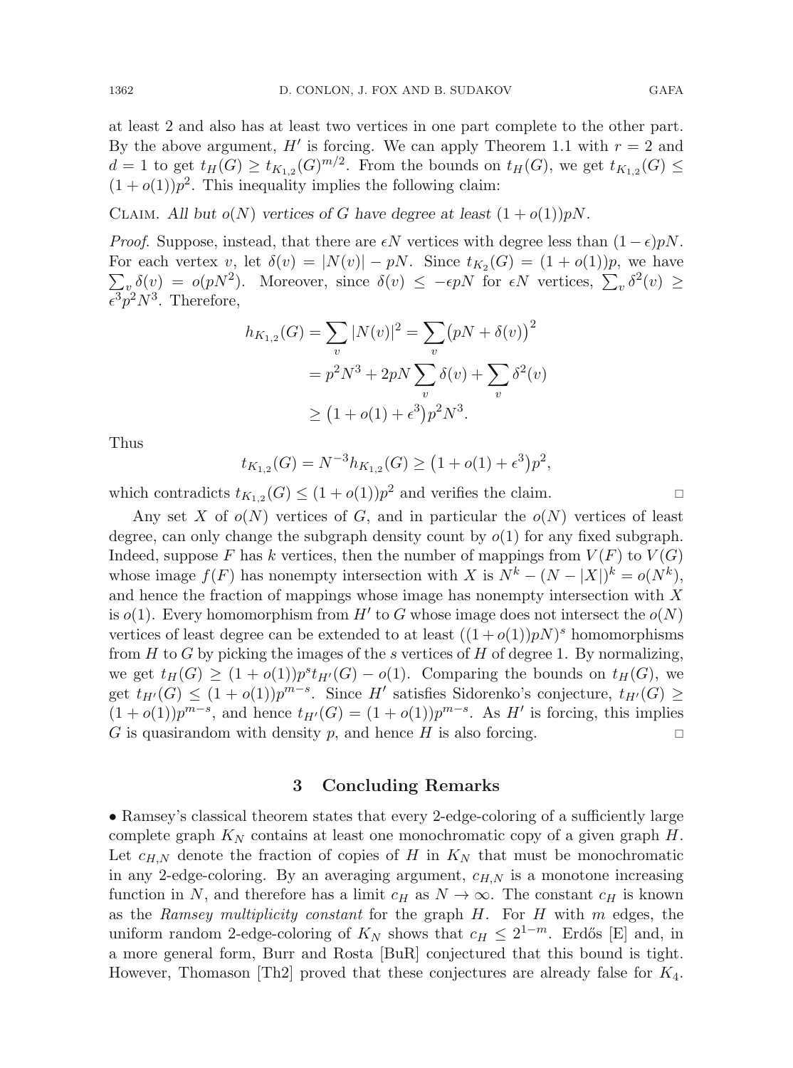at least 2 and also has at least two vertices in one part complete to the other part. By the above argument, $H'$ is forcing. We can apply Theorem 1.1 with $r = 2$ and $d = 1$ to get $t_H(G) \geq t_{K_{1,2}}(G)^{m/2}$. From the bounds on $t_H(G)$, we get $t_{K_{1,2}}(G) \leq (1+o(1))p^2$. This inequality implies the following claim:

Claim. *All but $o(N)$ vertices of $G$ have degree at least $(1+o(1))pN$.*

*Proof.* Suppose, instead, that there are $\epsilon N$ vertices with degree less than $(1-\epsilon)pN$. For each vertex $v$, let $\delta(v) = |N(v)| - pN$. Since $t_{K_2}(G) = (1+o(1))p$, we have $\sum_v \delta(v) = o(pN^2)$. Moreover, since $\delta(v) \leq -\epsilon pN$ for $\epsilon N$ vertices, $\sum_v \delta^2(v) \geq \epsilon^3 p^2 N^3$. Therefore,

$$
\begin{aligned}
h_{K_{1,2}}(G) &= \sum_v |N(v)|^2 = \sum_v \big(pN + \delta(v)\big)^2 \\
&= p^2N^3 + 2pN \sum_v \delta(v) + \sum_v \delta^2(v) \\
&\geq \big(1 + o(1) + \epsilon^3\big)p^2 N^3.
\end{aligned}
$$

Thus

$$
t_{K_{1,2}}(G) = N^{-3} h_{K_{1,2}}(G) \geq \big(1 + o(1) + \epsilon^3\big)p^2,
$$

which contradicts $t_{K_{1,2}}(G) \leq (1+o(1))p^2$ and verifies the claim. □

Any set $X$ of $o(N)$ vertices of $G$, and in particular the $o(N)$ vertices of least degree, can only change the subgraph density count by $o(1)$ for any fixed subgraph. Indeed, suppose $F$ has $k$ vertices, then the number of mappings from $V(F)$ to $V(G)$ whose image $f(F)$ has nonempty intersection with $X$ is $N^k - (N - |X|)^k = o(N^k)$, and hence the fraction of mappings whose image has nonempty intersection with $X$ is $o(1)$. Every homomorphism from $H'$ to $G$ whose image does not intersect the $o(N)$ vertices of least degree can be extended to at least $((1+o(1))pN)^s$ homomorphisms from $H$ to $G$ by picking the images of the $s$ vertices of $H$ of degree 1. By normalizing, we get $t_H(G) \geq (1+o(1))p^s t_{H'}(G) - o(1)$. Comparing the bounds on $t_H(G)$, we get $t_{H'}(G) \leq (1+o(1))p^{m-s}$. Since $H'$ satisfies Sidorenko's conjecture, $t_{H'}(G) \geq (1+o(1))p^{m-s}$, and hence $t_{H'}(G) = (1+o(1))p^{m-s}$. As $H'$ is forcing, this implies $G$ is quasirandom with density $p$, and hence $H$ is also forcing. □

## 3 Concluding Remarks

• Ramsey's classical theorem states that every 2-edge-coloring of a sufficiently large complete graph $K_N$ contains at least one monochromatic copy of a given graph $H$. Let $c_{H,N}$ denote the fraction of copies of $H$ in $K_N$ that must be monochromatic in any 2-edge-coloring. By an averaging argument, $c_{H,N}$ is a monotone increasing function in $N$, and therefore has a limit $c_H$ as $N \to \infty$. The constant $c_H$ is known as the *Ramsey multiplicity constant* for the graph $H$. For $H$ with $m$ edges, the uniform random 2-edge-coloring of $K_N$ shows that $c_H \leq 2^{1-m}$. Erdős [E] and, in a more general form, Burr and Rosta [BuR] conjectured that this bound is tight. However, Thomason [Th2] proved that these conjectures are already false for $K_4$.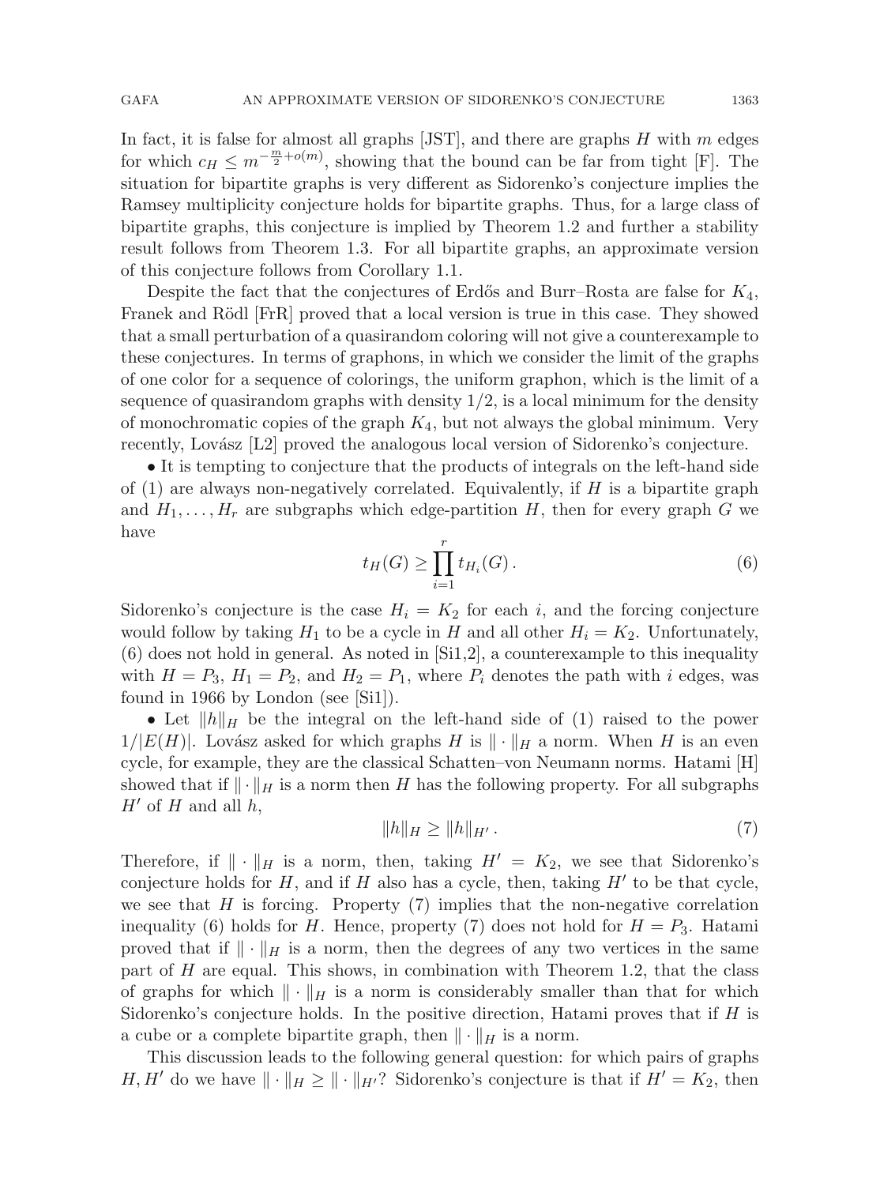In fact, it is false for almost all graphs [JST], and there are graphs $H$ with $m$ edges for which $c_H \leq m^{-\frac{m}{2}+o(m)}$, showing that the bound can be far from tight [F]. The situation for bipartite graphs is very different as Sidorenko's conjecture implies the Ramsey multiplicity conjecture holds for bipartite graphs. Thus, for a large class of bipartite graphs, this conjecture is implied by Theorem 1.2 and further a stability result follows from Theorem 1.3. For all bipartite graphs, an approximate version of this conjecture follows from Corollary 1.1.

Despite the fact that the conjectures of Erdős and Burr–Rosta are false for $K_4$, Franek and Rödl [FrR] proved that a local version is true in this case. They showed that a small perturbation of a quasirandom coloring will not give a counterexample to these conjectures. In terms of graphons, in which we consider the limit of the graphs of one color for a sequence of colorings, the uniform graphon, which is the limit of a sequence of quasirandom graphs with density $1/2$, is a local minimum for the density of monochromatic copies of the graph $K_4$, but not always the global minimum. Very recently, Lovász [L2] proved the analogous local version of Sidorenko's conjecture.

• It is tempting to conjecture that the products of integrals on the left-hand side of (1) are always non-negatively correlated. Equivalently, if $H$ is a bipartite graph and $H_1, \ldots, H_r$ are subgraphs which edge-partition $H$, then for every graph $G$ we have

$$t_H(G) \geq \prod_{i=1}^{r} t_{H_i}(G)\,. \tag{6}$$

Sidorenko's conjecture is the case $H_i = K_2$ for each $i$, and the forcing conjecture would follow by taking $H_1$ to be a cycle in $H$ and all other $H_i = K_2$. Unfortunately, (6) does not hold in general. As noted in [Si1,2], a counterexample to this inequality with $H = P_3$, $H_1 = P_2$, and $H_2 = P_1$, where $P_i$ denotes the path with $i$ edges, was found in 1966 by London (see [Si1]).

• Let $\|h\|_H$ be the integral on the left-hand side of (1) raised to the power $1/|E(H)|$. Lovász asked for which graphs $H$ is $\|\cdot\|_H$ a norm. When $H$ is an even cycle, for example, they are the classical Schatten–von Neumann norms. Hatami [H] showed that if $\|\cdot\|_H$ is a norm then $H$ has the following property. For all subgraphs $H'$ of $H$ and all $h$,

$$\|h\|_H \geq \|h\|_{H'}\,. \tag{7}$$

Therefore, if $\|\cdot\|_H$ is a norm, then, taking $H' = K_2$, we see that Sidorenko's conjecture holds for $H$, and if $H$ also has a cycle, then, taking $H'$ to be that cycle, we see that $H$ is forcing. Property (7) implies that the non-negative correlation inequality (6) holds for $H$. Hence, property (7) does not hold for $H = P_3$. Hatami proved that if $\|\cdot\|_H$ is a norm, then the degrees of any two vertices in the same part of $H$ are equal. This shows, in combination with Theorem 1.2, that the class of graphs for which $\|\cdot\|_H$ is a norm is considerably smaller than that for which Sidorenko's conjecture holds. In the positive direction, Hatami proves that if $H$ is a cube or a complete bipartite graph, then $\|\cdot\|_H$ is a norm.

This discussion leads to the following general question: for which pairs of graphs $H, H'$ do we have $\|\cdot\|_H \geq \|\cdot\|_{H'}$? Sidorenko's conjecture is that if $H' = K_2$, then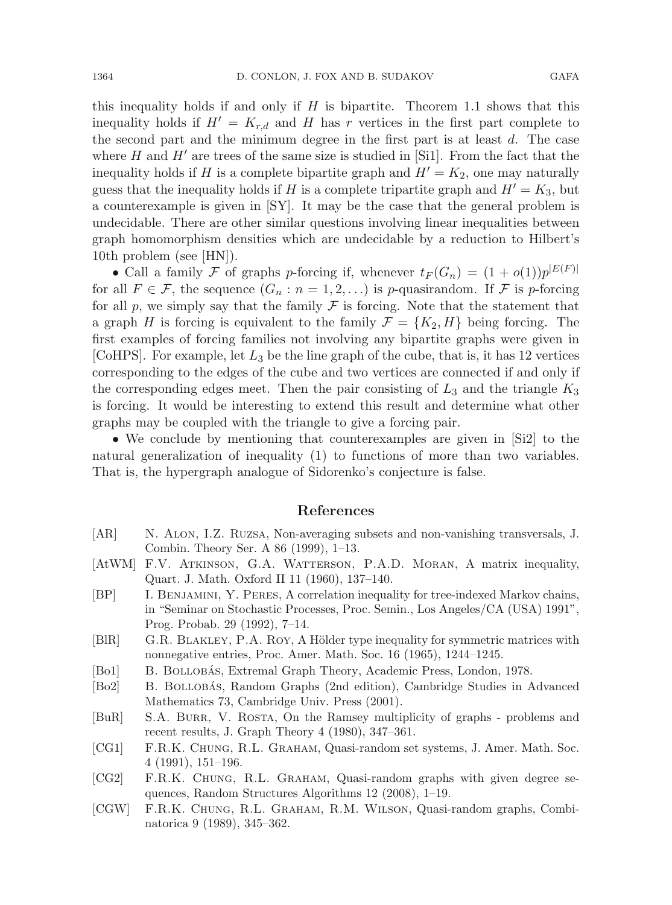this inequality holds if and only if $H$ is bipartite. Theorem 1.1 shows that this inequality holds if $H' = K_{r,d}$ and $H$ has $r$ vertices in the first part complete to the second part and the minimum degree in the first part is at least $d$. The case where $H$ and $H'$ are trees of the same size is studied in [Si1]. From the fact that the inequality holds if $H$ is a complete bipartite graph and $H' = K_2$, one may naturally guess that the inequality holds if $H$ is a complete tripartite graph and $H' = K_3$, but a counterexample is given in [SY]. It may be the case that the general problem is undecidable. There are other similar questions involving linear inequalities between graph homomorphism densities which are undecidable by a reduction to Hilbert's 10th problem (see [HN]).

- Call a family $\mathcal{F}$ of graphs $p$-forcing if, whenever $t_F(G_n) = (1 + o(1))p^{|E(F)|}$ for all $F \in \mathcal{F}$, the sequence $(G_n : n = 1, 2, \ldots)$ is $p$-quasirandom. If $\mathcal{F}$ is $p$-forcing for all $p$, we simply say that the family $\mathcal{F}$ is forcing. Note that the statement that a graph $H$ is forcing is equivalent to the family $\mathcal{F} = \{K_2, H\}$ being forcing. The first examples of forcing families not involving any bipartite graphs were given in [CoHPS]. For example, let $L_3$ be the line graph of the cube, that is, it has 12 vertices corresponding to the edges of the cube and two vertices are connected if and only if the corresponding edges meet. Then the pair consisting of $L_3$ and the triangle $K_3$ is forcing. It would be interesting to extend this result and determine what other graphs may be coupled with the triangle to give a forcing pair.

- We conclude by mentioning that counterexamples are given in [Si2] to the natural generalization of inequality (1) to functions of more than two variables. That is, the hypergraph analogue of Sidorenko's conjecture is false.

## References

[AR] N. Alon, I.Z. Ruzsa, Non-averaging subsets and non-vanishing transversals, J. Combin. Theory Ser. A 86 (1999), 1–13.

[AtWM] F.V. Atkinson, G.A. Watterson, P.A.D. Moran, A matrix inequality, Quart. J. Math. Oxford II 11 (1960), 137–140.

[BP] I. Benjamini, Y. Peres, A correlation inequality for tree-indexed Markov chains, in "Seminar on Stochastic Processes, Proc. Semin., Los Angeles/CA (USA) 1991", Prog. Probab. 29 (1992), 7–14.

[BlR] G.R. Blakley, P.A. Roy, A Hölder type inequality for symmetric matrices with nonnegative entries, Proc. Amer. Math. Soc. 16 (1965), 1244–1245.

[Bo1] B. Bollobás, Extremal Graph Theory, Academic Press, London, 1978.

[Bo2] B. Bollobás, Random Graphs (2nd edition), Cambridge Studies in Advanced Mathematics 73, Cambridge Univ. Press (2001).

[BuR] S.A. Burr, V. Rosta, On the Ramsey multiplicity of graphs - problems and recent results, J. Graph Theory 4 (1980), 347–361.

[CG1] F.R.K. Chung, R.L. Graham, Quasi-random set systems, J. Amer. Math. Soc. 4 (1991), 151–196.

[CG2] F.R.K. Chung, R.L. Graham, Quasi-random graphs with given degree sequences, Random Structures Algorithms 12 (2008), 1–19.

[CGW] F.R.K. Chung, R.L. Graham, R.M. Wilson, Quasi-random graphs, Combinatorica 9 (1989), 345–362.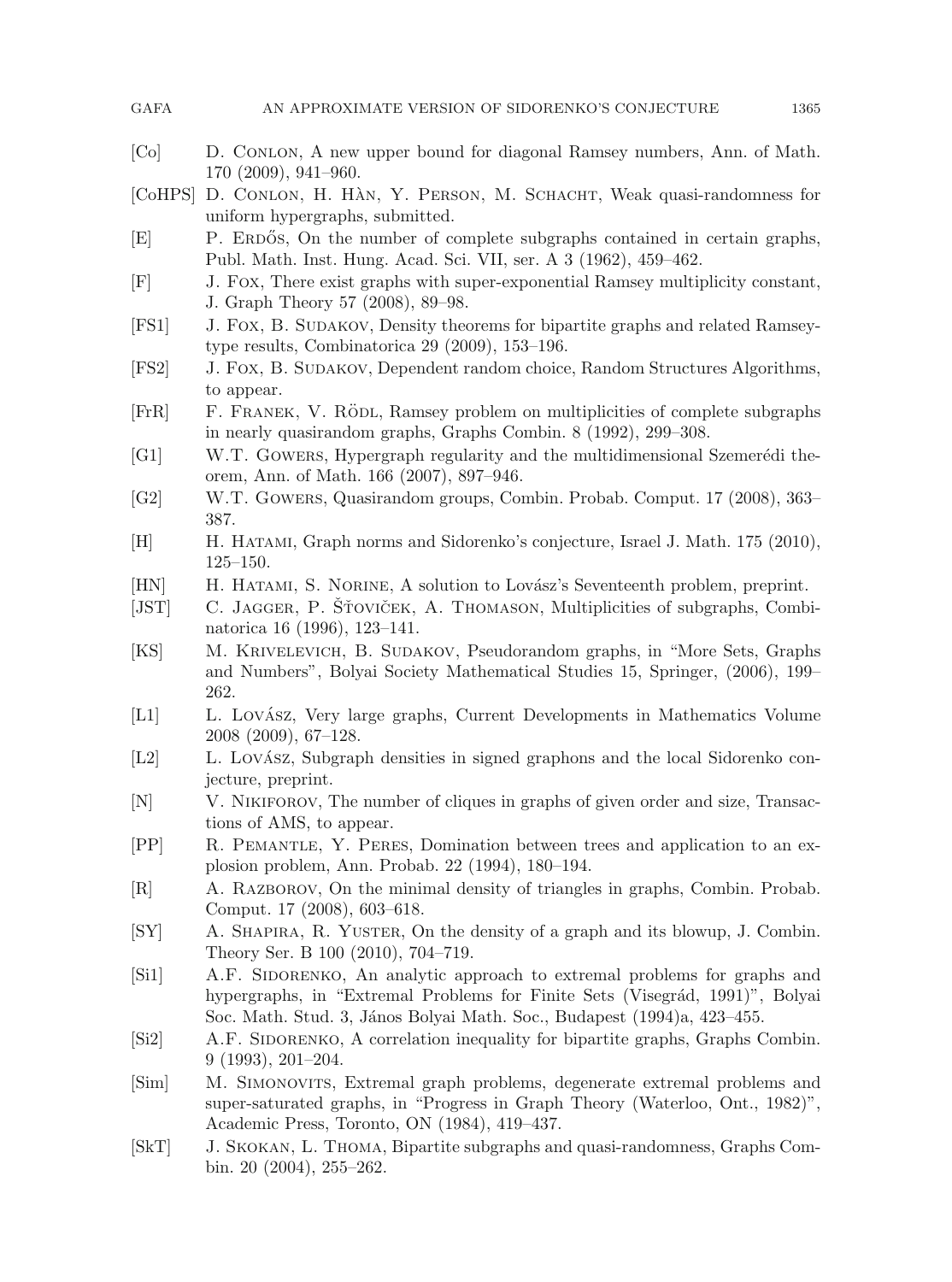[Co] D. Conlon, A new upper bound for diagonal Ramsey numbers, Ann. of Math. 170 (2009), 941–960.

[CoHPS] D. Conlon, H. Hàn, Y. Person, M. Schacht, Weak quasi-randomness for uniform hypergraphs, submitted.

[E] P. Erdős, On the number of complete subgraphs contained in certain graphs, Publ. Math. Inst. Hung. Acad. Sci. VII, ser. A 3 (1962), 459–462.

[F] J. Fox, There exist graphs with super-exponential Ramsey multiplicity constant, J. Graph Theory 57 (2008), 89–98.

[FS1] J. Fox, B. Sudakov, Density theorems for bipartite graphs and related Ramsey-type results, Combinatorica 29 (2009), 153–196.

[FS2] J. Fox, B. Sudakov, Dependent random choice, Random Structures Algorithms, to appear.

[FrR] F. Franek, V. Rödl, Ramsey problem on multiplicities of complete subgraphs in nearly quasirandom graphs, Graphs Combin. 8 (1992), 299–308.

[G1] W.T. Gowers, Hypergraph regularity and the multidimensional Szemerédi theorem, Ann. of Math. 166 (2007), 897–946.

[G2] W.T. Gowers, Quasirandom groups, Combin. Probab. Comput. 17 (2008), 363–387.

[H] H. Hatami, Graph norms and Sidorenko's conjecture, Israel J. Math. 175 (2010), 125–150.

[HN] H. Hatami, S. Norine, A solution to Lovász's Seventeenth problem, preprint.

[JST] C. Jagger, P. Šťovíček, A. Thomason, Multiplicities of subgraphs, Combinatorica 16 (1996), 123–141.

[KS] M. Krivelevich, B. Sudakov, Pseudorandom graphs, in "More Sets, Graphs and Numbers", Bolyai Society Mathematical Studies 15, Springer, (2006), 199–262.

[L1] L. Lovász, Very large graphs, Current Developments in Mathematics Volume 2008 (2009), 67–128.

[L2] L. Lovász, Subgraph densities in signed graphons and the local Sidorenko conjecture, preprint.

[N] V. Nikiforov, The number of cliques in graphs of given order and size, Transactions of AMS, to appear.

[PP] R. Pemantle, Y. Peres, Domination between trees and application to an explosion problem, Ann. Probab. 22 (1994), 180–194.

[R] A. Razborov, On the minimal density of triangles in graphs, Combin. Probab. Comput. 17 (2008), 603–618.

[SY] A. Shapira, R. Yuster, On the density of a graph and its blowup, J. Combin. Theory Ser. B 100 (2010), 704–719.

[Si1] A.F. Sidorenko, An analytic approach to extremal problems for graphs and hypergraphs, in "Extremal Problems for Finite Sets (Visegrád, 1991)", Bolyai Soc. Math. Stud. 3, János Bolyai Math. Soc., Budapest (1994)a, 423–455.

[Si2] A.F. Sidorenko, A correlation inequality for bipartite graphs, Graphs Combin. 9 (1993), 201–204.

[Sim] M. Simonovits, Extremal graph problems, degenerate extremal problems and super-saturated graphs, in "Progress in Graph Theory (Waterloo, Ont., 1982)", Academic Press, Toronto, ON (1984), 419–437.

[SkT] J. Skokan, L. Thoma, Bipartite subgraphs and quasi-randomness, Graphs Combin. 20 (2004), 255–262.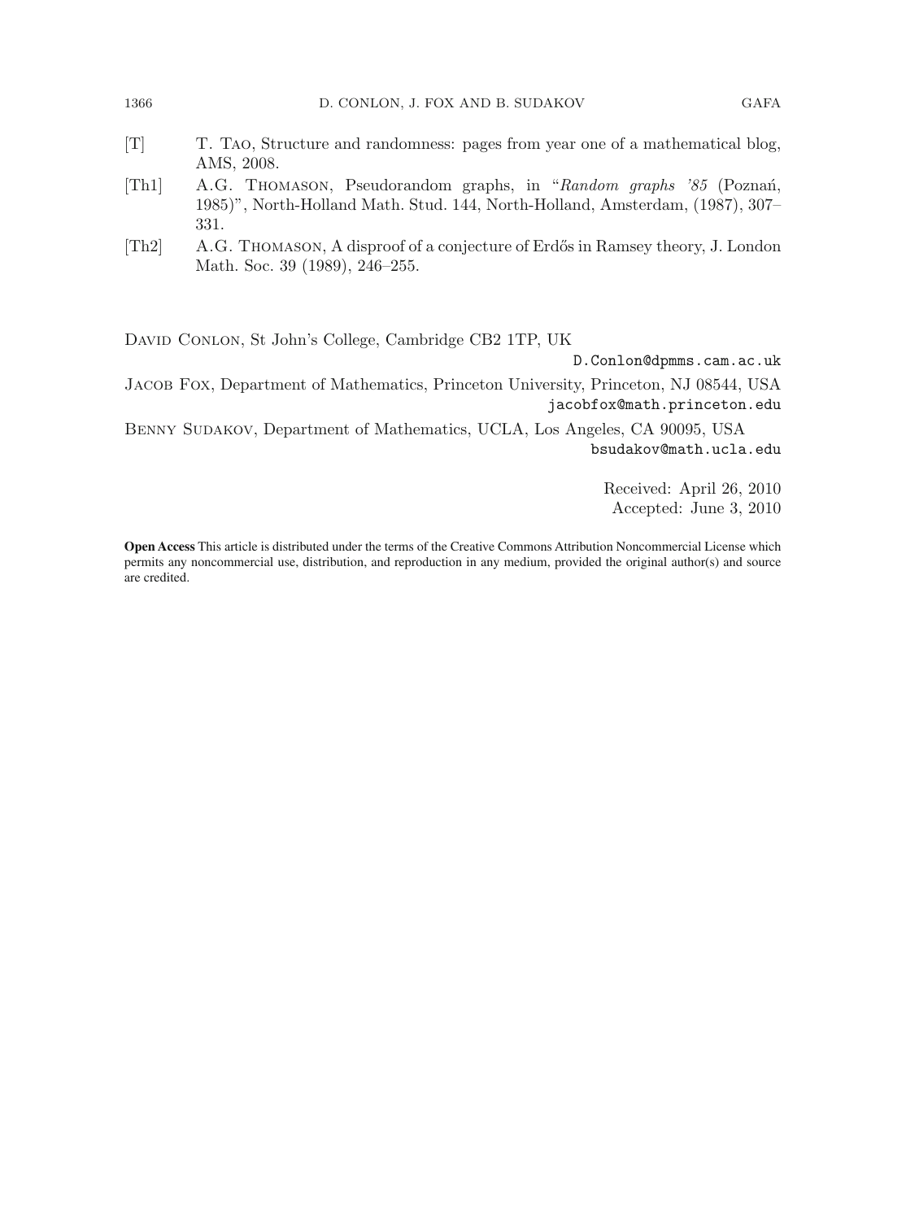[T] T. Tao, Structure and randomness: pages from year one of a mathematical blog, AMS, 2008.

[Th1] A.G. Thomason, Pseudorandom graphs, in "*Random graphs '85* (Poznań, 1985)", North-Holland Math. Stud. 144, North-Holland, Amsterdam, (1987), 307–331.

[Th2] A.G. Thomason, A disproof of a conjecture of Erdős in Ramsey theory, J. London Math. Soc. 39 (1989), 246–255.

David Conlon, St John's College, Cambridge CB2 1TP, UK
D.Conlon@dpmms.cam.ac.uk

Jacob Fox, Department of Mathematics, Princeton University, Princeton, NJ 08544, USA
jacobfox@math.princeton.edu

Benny Sudakov, Department of Mathematics, UCLA, Los Angeles, CA 90095, USA
bsudakov@math.ucla.edu

Received: April 26, 2010
Accepted: June 3, 2010

**Open Access** This article is distributed under the terms of the Creative Commons Attribution Noncommercial License which permits any noncommercial use, distribution, and reproduction in any medium, provided the original author(s) and source are credited.